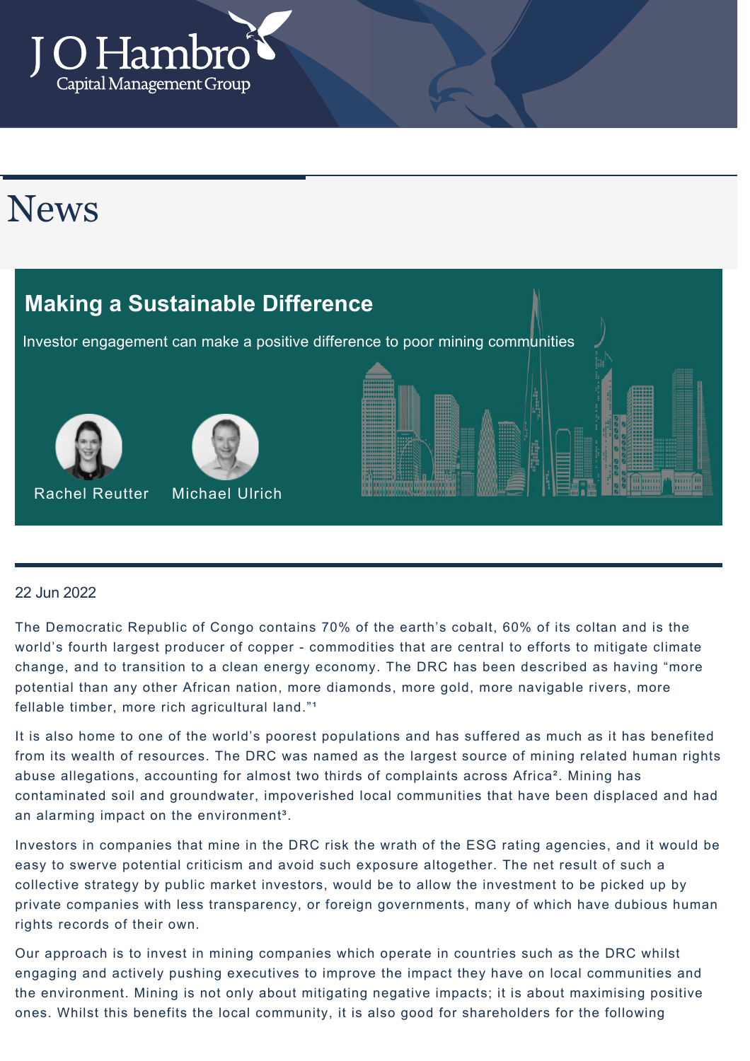J O Hambro
Capital Management Group

# News

## Making a Sustainable Difference

Investor engagement can make a positive difference to poor mining communities

Rachel Reutter Michael Ulrich

22 Jun 2022

The Democratic Republic of Congo contains 70% of the earth's cobalt, 60% of its coltan and is the world's fourth largest producer of copper - commodities that are central to efforts to mitigate climate change, and to transition to a clean energy economy. The DRC has been described as having "more potential than any other African nation, more diamonds, more gold, more navigable rivers, more fellable timber, more rich agricultural land."[1]

It is also home to one of the world's poorest populations and has suffered as much as it has benefited from its wealth of resources. The DRC was named as the largest source of mining related human rights abuse allegations, accounting for almost two thirds of complaints across Africa[2]. Mining has contaminated soil and groundwater, impoverished local communities that have been displaced and had an alarming impact on the environment[3].

Investors in companies that mine in the DRC risk the wrath of the ESG rating agencies, and it would be easy to swerve potential criticism and avoid such exposure altogether. The net result of such a collective strategy by public market investors, would be to allow the investment to be picked up by private companies with less transparency, or foreign governments, many of which have dubious human rights records of their own.

Our approach is to invest in mining companies which operate in countries such as the DRC whilst engaging and actively pushing executives to improve the impact they have on local communities and the environment. Mining is not only about mitigating negative impacts; it is about maximising positive ones. Whilst this benefits the local community, it is also good for shareholders for the following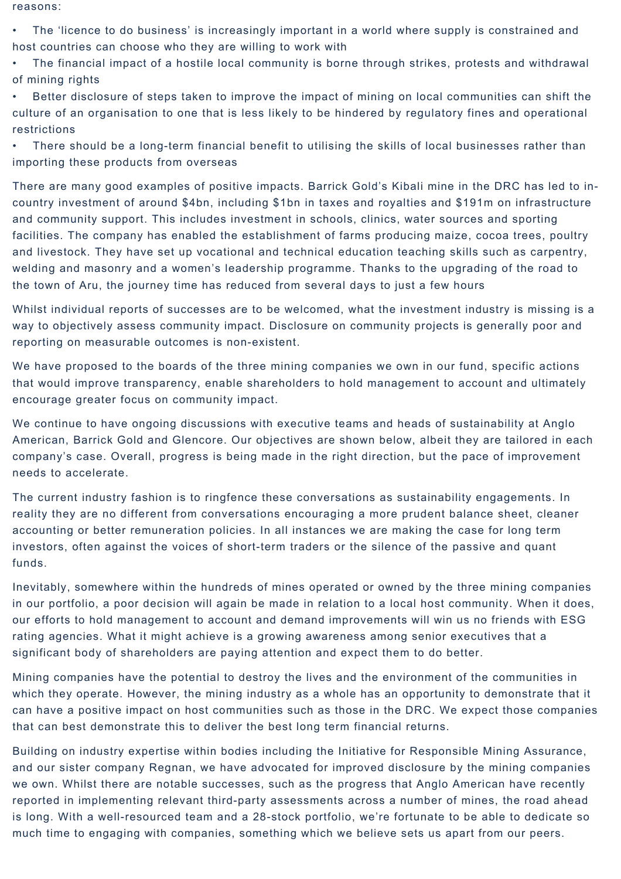reasons:

- The 'licence to do business' is increasingly important in a world where supply is constrained and host countries can choose who they are willing to work with
- The financial impact of a hostile local community is borne through strikes, protests and withdrawal of mining rights
- Better disclosure of steps taken to improve the impact of mining on local communities can shift the culture of an organisation to one that is less likely to be hindered by regulatory fines and operational restrictions
- There should be a long-term financial benefit to utilising the skills of local businesses rather than importing these products from overseas

There are many good examples of positive impacts. Barrick Gold's Kibali mine in the DRC has led to in-country investment of around $4bn, including $1bn in taxes and royalties and $191m on infrastructure and community support. This includes investment in schools, clinics, water sources and sporting facilities. The company has enabled the establishment of farms producing maize, cocoa trees, poultry and livestock. They have set up vocational and technical education teaching skills such as carpentry, welding and masonry and a women's leadership programme. Thanks to the upgrading of the road to the town of Aru, the journey time has reduced from several days to just a few hours

Whilst individual reports of successes are to be welcomed, what the investment industry is missing is a way to objectively assess community impact. Disclosure on community projects is generally poor and reporting on measurable outcomes is non-existent.

We have proposed to the boards of the three mining companies we own in our fund, specific actions that would improve transparency, enable shareholders to hold management to account and ultimately encourage greater focus on community impact.

We continue to have ongoing discussions with executive teams and heads of sustainability at Anglo American, Barrick Gold and Glencore. Our objectives are shown below, albeit they are tailored in each company's case. Overall, progress is being made in the right direction, but the pace of improvement needs to accelerate.

The current industry fashion is to ringfence these conversations as sustainability engagements. In reality they are no different from conversations encouraging a more prudent balance sheet, cleaner accounting or better remuneration policies. In all instances we are making the case for long term investors, often against the voices of short-term traders or the silence of the passive and quant funds.

Inevitably, somewhere within the hundreds of mines operated or owned by the three mining companies in our portfolio, a poor decision will again be made in relation to a local host community. When it does, our efforts to hold management to account and demand improvements will win us no friends with ESG rating agencies. What it might achieve is a growing awareness among senior executives that a significant body of shareholders are paying attention and expect them to do better.

Mining companies have the potential to destroy the lives and the environment of the communities in which they operate. However, the mining industry as a whole has an opportunity to demonstrate that it can have a positive impact on host communities such as those in the DRC. We expect those companies that can best demonstrate this to deliver the best long term financial returns.

Building on industry expertise within bodies including the Initiative for Responsible Mining Assurance, and our sister company Regnan, we have advocated for improved disclosure by the mining companies we own. Whilst there are notable successes, such as the progress that Anglo American have recently reported in implementing relevant third-party assessments across a number of mines, the road ahead is long. With a well-resourced team and a 28-stock portfolio, we're fortunate to be able to dedicate so much time to engaging with companies, something which we believe sets us apart from our peers.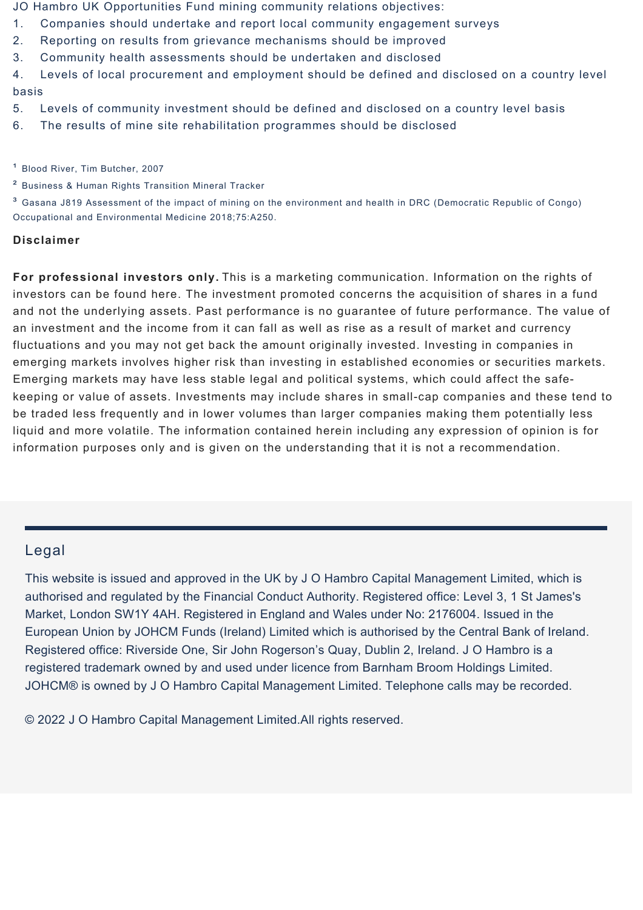JO Hambro UK Opportunities Fund mining community relations objectives:

1. Companies should undertake and report local community engagement surveys
2. Reporting on results from grievance mechanisms should be improved
3. Community health assessments should be undertaken and disclosed
4. Levels of local procurement and employment should be defined and disclosed on a country level basis
5. Levels of community investment should be defined and disclosed on a country level basis
6. The results of mine site rehabilitation programmes should be disclosed

[1] Blood River, Tim Butcher, 2007

[2] Business & Human Rights Transition Mineral Tracker

[3] Gasana J819 Assessment of the impact of mining on the environment and health in DRC (Democratic Republic of Congo) Occupational and Environmental Medicine 2018;75:A250.

**Disclaimer**

**For professional investors only.** This is a marketing communication. Information on the rights of investors can be found here. The investment promoted concerns the acquisition of shares in a fund and not the underlying assets. Past performance is no guarantee of future performance. The value of an investment and the income from it can fall as well as rise as a result of market and currency fluctuations and you may not get back the amount originally invested. Investing in companies in emerging markets involves higher risk than investing in established economies or securities markets. Emerging markets may have less stable legal and political systems, which could affect the safe-keeping or value of assets. Investments may include shares in small-cap companies and these tend to be traded less frequently and in lower volumes than larger companies making them potentially less liquid and more volatile. The information contained herein including any expression of opinion is for information purposes only and is given on the understanding that it is not a recommendation.

## Legal

This website is issued and approved in the UK by J O Hambro Capital Management Limited, which is authorised and regulated by the Financial Conduct Authority. Registered office: Level 3, 1 St James's Market, London SW1Y 4AH. Registered in England and Wales under No: 2176004. Issued in the European Union by JOHCM Funds (Ireland) Limited which is authorised by the Central Bank of Ireland. Registered office: Riverside One, Sir John Rogerson's Quay, Dublin 2, Ireland. J O Hambro is a registered trademark owned by and used under licence from Barnham Broom Holdings Limited. JOHCM® is owned by J O Hambro Capital Management Limited. Telephone calls may be recorded.

© 2022 J O Hambro Capital Management Limited.All rights reserved.